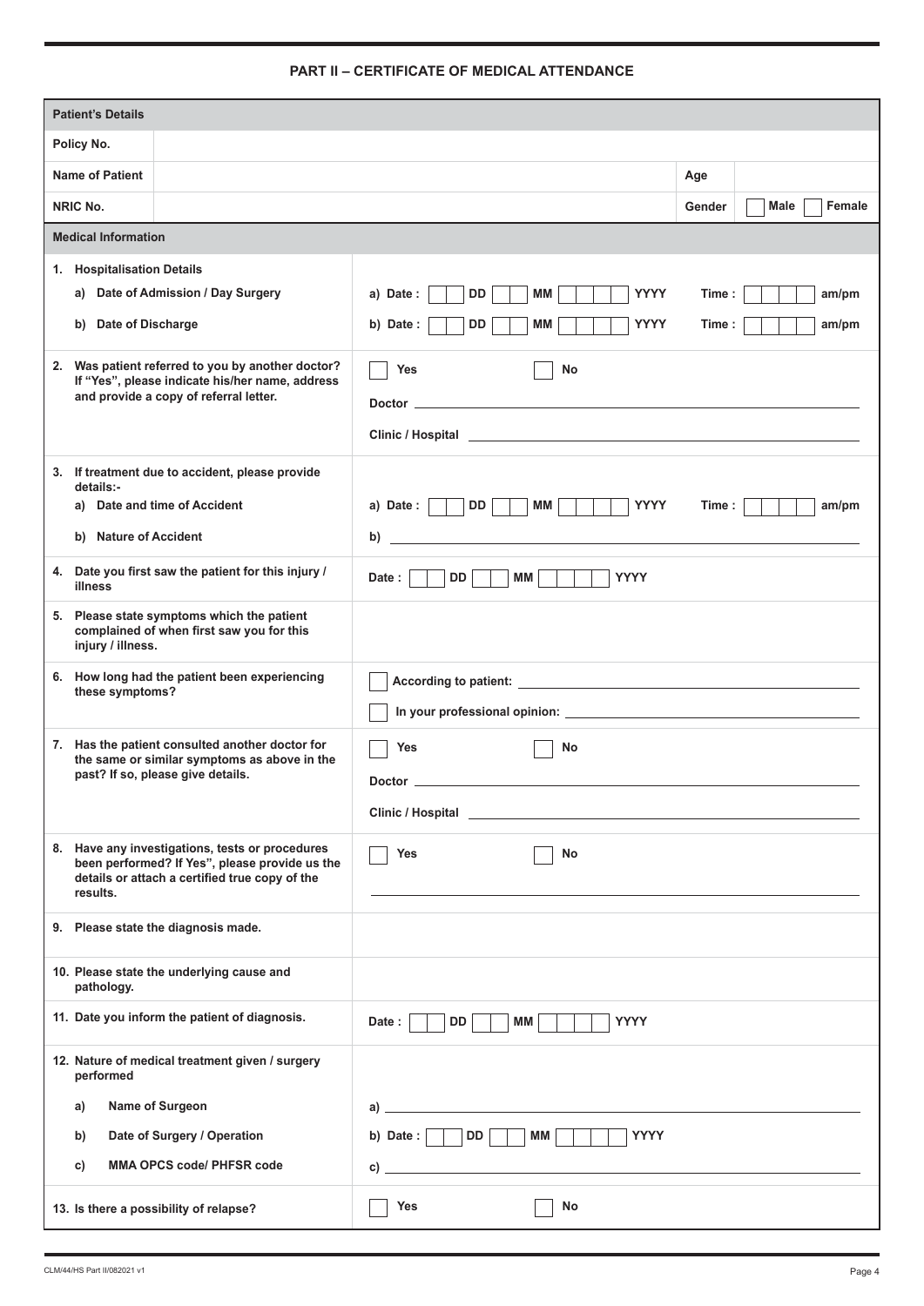## PART II – CERTIFICATE OF MEDICAL ATTENDANCE

| Patient's Details | | | |
|---|---|---|---|
| Policy No. | | | |
| Name of Patient | | Age | |
| NRIC No. | | Gender | ☐ Male ☐ Female |

| Medical Information | |
|---|---|
| **1. Hospitalisation Details**<br>a) Date of Admission / Day Surgery<br>b) Date of Discharge | a) Date : ☐☐ DD ☐☐ MM ☐☐☐☐ YYYY Time : ☐☐☐☐ am/pm<br>b) Date : ☐☐ DD ☐☐ MM ☐☐☐☐ YYYY Time : ☐☐☐☐ am/pm |
| **2. Was patient referred to you by another doctor? If "Yes", please indicate his/her name, address and provide a copy of referral letter.** | ☐ Yes ☐ No<br>Doctor ______<br>Clinic / Hospital ______ |
| **3. If treatment due to accident, please provide details:-**<br>a) Date and time of Accident<br>b) Nature of Accident | a) Date : ☐☐ DD ☐☐ MM ☐☐☐☐ YYYY Time : ☐☐☐☐ am/pm<br>b) ______ |
| **4. Date you first saw the patient for this injury / illness** | Date : ☐☐ DD ☐☐ MM ☐☐☐☐ YYYY |
| **5. Please state symptoms which the patient complained of when first saw you for this injury / illness.** | |
| **6. How long had the patient been experiencing these symptoms?** | ☐ According to patient: ______<br>☐ In your professional opinion: ______ |
| **7. Has the patient consulted another doctor for the same or similar symptoms as above in the past? If so, please give details.** | ☐ Yes ☐ No<br>Doctor ______<br>Clinic / Hospital ______ |
| **8. Have any investigations, tests or procedures been performed? If Yes", please provide us the details or attach a certified true copy of the results.** | ☐ Yes ☐ No<br>______ |
| **9. Please state the diagnosis made.** | |
| **10. Please state the underlying cause and pathology.** | |
| **11. Date you inform the patient of diagnosis.** | Date : ☐☐ DD ☐☐ MM ☐☐☐☐ YYYY |
| **12. Nature of medical treatment given / surgery performed**<br>a) Name of Surgeon<br>b) Date of Surgery / Operation<br>c) MMA OPCS code/ PHFSR code | <br>a) ______<br>b) Date : ☐☐ DD ☐☐ MM ☐☐☐☐ YYYY<br>c) ______ |
| **13. Is there a possibility of relapse?** | ☐ Yes ☐ No |

CLM/44/HS Part II/082021 v1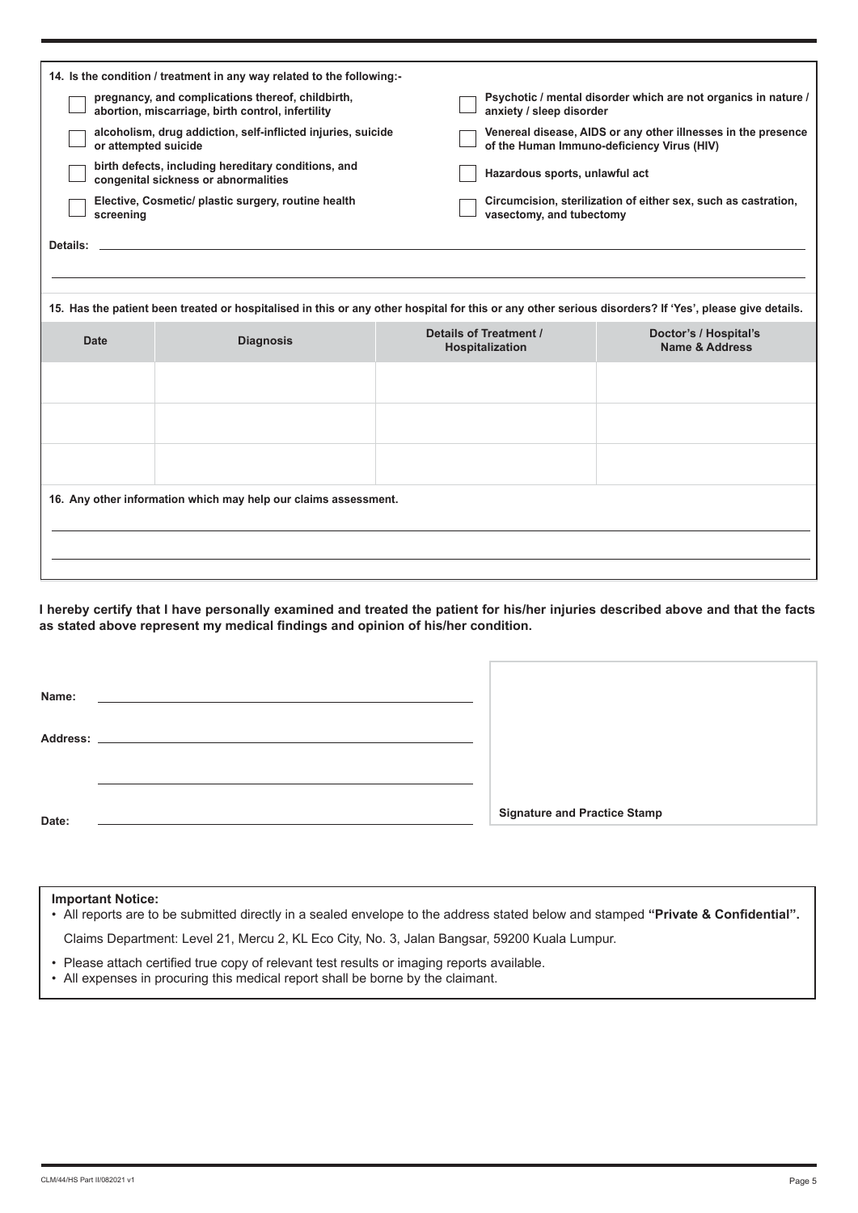**14. Is the condition / treatment in any way related to the following:-**

- [ ] pregnancy, and complications thereof, childbirth, abortion, miscarriage, birth control, infertility
- [ ] alcoholism, drug addiction, self-inflicted injuries, suicide or attempted suicide
- [ ] birth defects, including hereditary conditions, and congenital sickness or abnormalities
- [ ] Elective, Cosmetic/ plastic surgery, routine health screening
- [ ] Psychotic / mental disorder which are not organics in nature / anxiety / sleep disorder
- [ ] Venereal disease, AIDS or any other illnesses in the presence of the Human Immuno-deficiency Virus (HIV)
- [ ] Hazardous sports, unlawful act
- [ ] Circumcision, sterilization of either sex, such as castration, vasectomy, and tubectomy

**Details:** ______________________________

**15. Has the patient been treated or hospitalised in this or any other hospital for this or any other serious disorders? If 'Yes', please give details.**

| Date | Diagnosis | Details of Treatment / Hospitalization | Doctor's / Hospital's Name & Address |
|---|---|---|---|
| | | | |
| | | | |
| | | | |

**16. Any other information which may help our claims assessment.**

______________________________

**I hereby certify that I have personally examined and treated the patient for his/her injuries described above and that the facts as stated above represent my medical findings and opinion of his/her condition.**

**Name:** ______________________________

**Address:** ______________________________

**Date:** ______________________________

**Signature and Practice Stamp**

**Important Notice:**

- All reports are to be submitted directly in a sealed envelope to the address stated below and stamped **"Private & Confidential".**

  Claims Department: Level 21, Mercu 2, KL Eco City, No. 3, Jalan Bangsar, 59200 Kuala Lumpur.

- Please attach certified true copy of relevant test results or imaging reports available.
- All expenses in procuring this medical report shall be borne by the claimant.

CLM/44/HS Part II/082021 v1